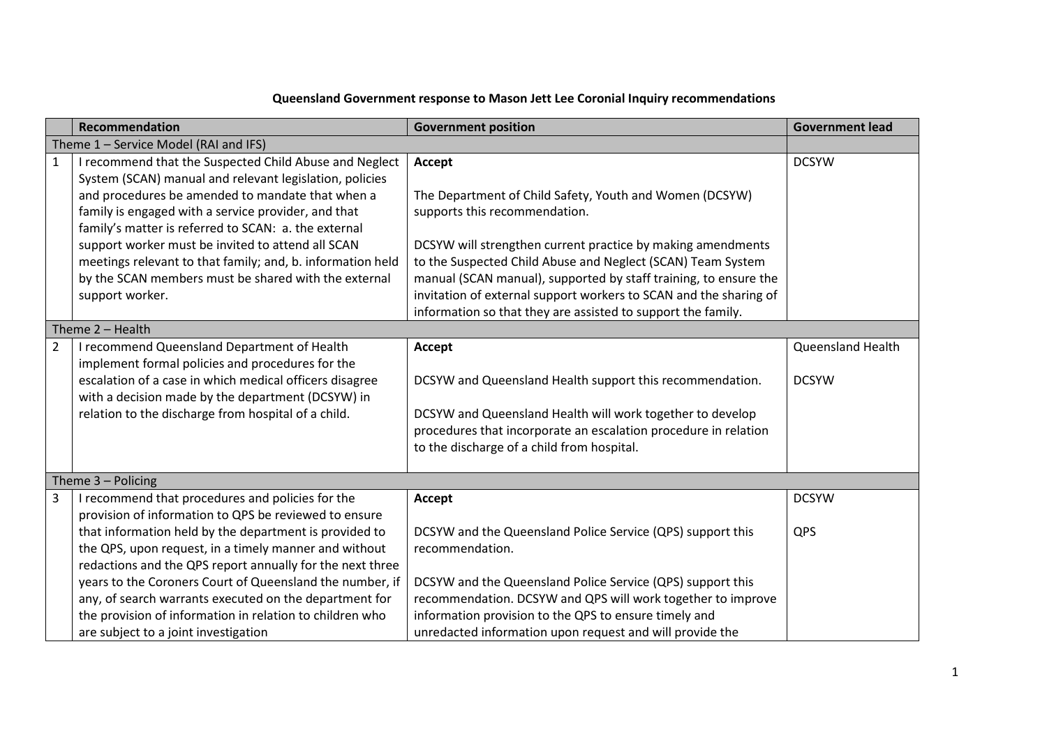# Queensland Government response to Mason Jett Lee Coronial Inquiry recommendations

| | Recommendation | Government position | Government lead |
|---|---|---|---|
| Theme 1 – Service Model (RAI and IFS) | | | |
| 1 | I recommend that the Suspected Child Abuse and Neglect System (SCAN) manual and relevant legislation, policies and procedures be amended to mandate that when a family is engaged with a service provider, and that family's matter is referred to SCAN: a. the external support worker must be invited to attend all SCAN meetings relevant to that family; and, b. information held by the SCAN members must be shared with the external support worker. | **Accept**<br><br>The Department of Child Safety, Youth and Women (DCSYW) supports this recommendation.<br><br>DCSYW will strengthen current practice by making amendments to the Suspected Child Abuse and Neglect (SCAN) Team System manual (SCAN manual), supported by staff training, to ensure the invitation of external support workers to SCAN and the sharing of information so that they are assisted to support the family. | DCSYW |
| Theme 2 – Health | | | |
| 2 | I recommend Queensland Department of Health implement formal policies and procedures for the escalation of a case in which medical officers disagree with a decision made by the department (DCSYW) in relation to the discharge from hospital of a child. | **Accept**<br><br>DCSYW and Queensland Health support this recommendation.<br><br>DCSYW and Queensland Health will work together to develop procedures that incorporate an escalation procedure in relation to the discharge of a child from hospital. | Queensland Health<br><br>DCSYW |
| Theme 3 – Policing | | | |
| 3 | I recommend that procedures and policies for the provision of information to QPS be reviewed to ensure that information held by the department is provided to the QPS, upon request, in a timely manner and without redactions and the QPS report annually for the next three years to the Coroners Court of Queensland the number, if any, of search warrants executed on the department for the provision of information in relation to children who are subject to a joint investigation | **Accept**<br><br>DCSYW and the Queensland Police Service (QPS) support this recommendation.<br><br>DCSYW and the Queensland Police Service (QPS) support this recommendation. DCSYW and QPS will work together to improve information provision to the QPS to ensure timely and unredacted information upon request and will provide the | DCSYW<br><br>QPS |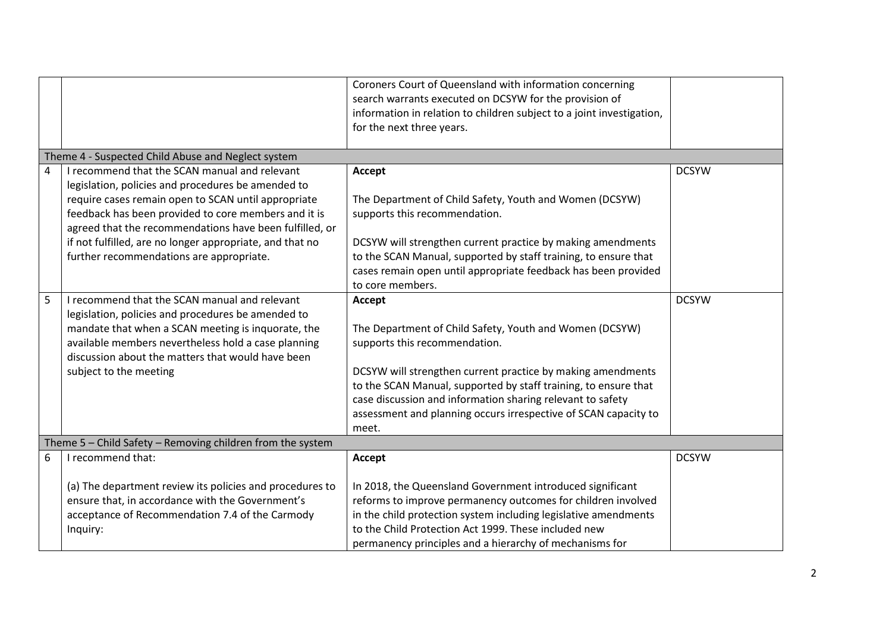| | | | |
|---|---|---|---|
| | | Coroners Court of Queensland with information concerning search warrants executed on DCSYW for the provision of information in relation to children subject to a joint investigation, for the next three years. | |
| Theme 4 - Suspected Child Abuse and Neglect system | | | |
| 4 | I recommend that the SCAN manual and relevant legislation, policies and procedures be amended to require cases remain open to SCAN until appropriate feedback has been provided to core members and it is agreed that the recommendations have been fulfilled, or if not fulfilled, are no longer appropriate, and that no further recommendations are appropriate. | **Accept**<br><br>The Department of Child Safety, Youth and Women (DCSYW) supports this recommendation.<br><br>DCSYW will strengthen current practice by making amendments to the SCAN Manual, supported by staff training, to ensure that cases remain open until appropriate feedback has been provided to core members. | DCSYW |
| 5 | I recommend that the SCAN manual and relevant legislation, policies and procedures be amended to mandate that when a SCAN meeting is inquorate, the available members nevertheless hold a case planning discussion about the matters that would have been subject to the meeting | **Accept**<br><br>The Department of Child Safety, Youth and Women (DCSYW) supports this recommendation.<br><br>DCSYW will strengthen current practice by making amendments to the SCAN Manual, supported by staff training, to ensure that case discussion and information sharing relevant to safety assessment and planning occurs irrespective of SCAN capacity to meet. | DCSYW |
| Theme 5 – Child Safety – Removing children from the system | | | |
| 6 | I recommend that:<br><br>(a) The department review its policies and procedures to ensure that, in accordance with the Government's acceptance of Recommendation 7.4 of the Carmody Inquiry: | **Accept**<br><br>In 2018, the Queensland Government introduced significant reforms to improve permanency outcomes for children involved in the child protection system including legislative amendments to the Child Protection Act 1999. These included new permanency principles and a hierarchy of mechanisms for | DCSYW |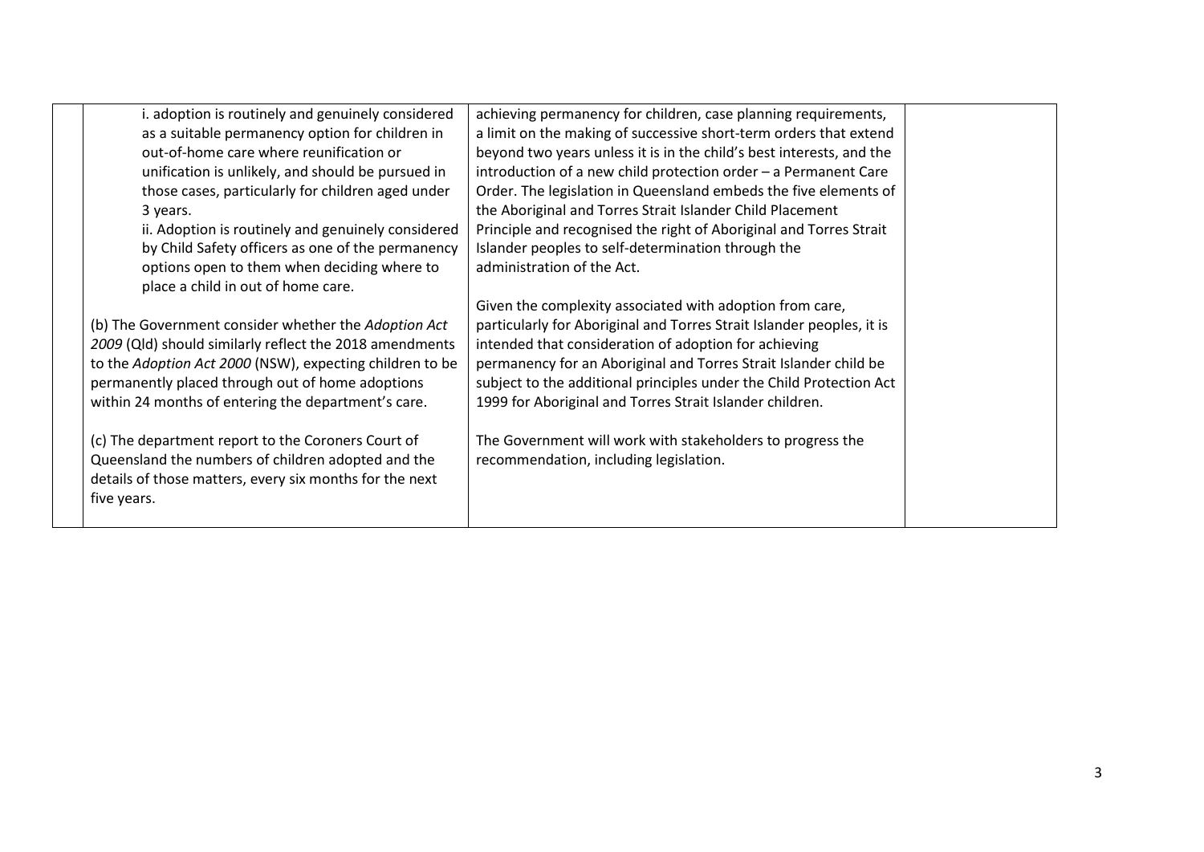| | | | |
|---|---|---|---|
| | i. adoption is routinely and genuinely considered as a suitable permanency option for children in out-of-home care where reunification or unification is unlikely, and should be pursued in those cases, particularly for children aged under 3 years.<br>ii. Adoption is routinely and genuinely considered by Child Safety officers as one of the permanency options open to them when deciding where to place a child in out of home care.<br><br>(b) The Government consider whether the *Adoption Act 2009* (Qld) should similarly reflect the 2018 amendments to the *Adoption Act 2000* (NSW), expecting children to be permanently placed through out of home adoptions within 24 months of entering the department's care.<br><br>(c) The department report to the Coroners Court of Queensland the numbers of children adopted and the details of those matters, every six months for the next five years. | achieving permanency for children, case planning requirements, a limit on the making of successive short-term orders that extend beyond two years unless it is in the child's best interests, and the introduction of a new child protection order – a Permanent Care Order. The legislation in Queensland embeds the five elements of the Aboriginal and Torres Strait Islander Child Placement Principle and recognised the right of Aboriginal and Torres Strait Islander peoples to self-determination through the administration of the Act.<br><br>Given the complexity associated with adoption from care, particularly for Aboriginal and Torres Strait Islander peoples, it is intended that consideration of adoption for achieving permanency for an Aboriginal and Torres Strait Islander child be subject to the additional principles under the Child Protection Act 1999 for Aboriginal and Torres Strait Islander children.<br><br>The Government will work with stakeholders to progress the recommendation, including legislation. | |